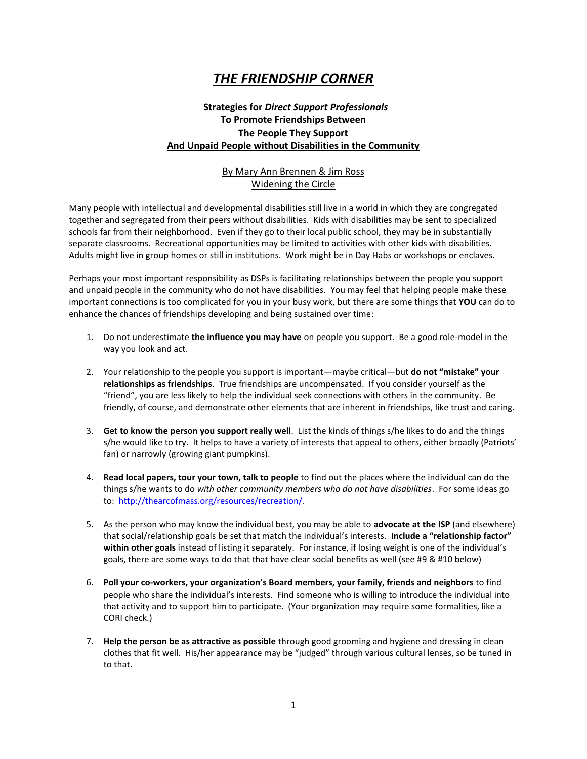# *THE FRIENDSHIP CORNER*

**Strategies for *Direct Support Professionals***
**To Promote Friendships Between**
**The People They Support**
**And Unpaid People without Disabilities in the Community**

By Mary Ann Brennen & Jim Ross
Widening the Circle

Many people with intellectual and developmental disabilities still live in a world in which they are congregated together and segregated from their peers without disabilities. Kids with disabilities may be sent to specialized schools far from their neighborhood. Even if they go to their local public school, they may be in substantially separate classrooms. Recreational opportunities may be limited to activities with other kids with disabilities. Adults might live in group homes or still in institutions. Work might be in Day Habs or workshops or enclaves.

Perhaps your most important responsibility as DSPs is facilitating relationships between the people you support and unpaid people in the community who do not have disabilities. You may feel that helping people make these important connections is too complicated for you in your busy work, but there are some things that **YOU** can do to enhance the chances of friendships developing and being sustained over time:

1. Do not underestimate **the influence you may have** on people you support. Be a good role-model in the way you look and act.

2. Your relationship to the people you support is important—maybe critical—but **do not "mistake" your relationships as friendships**. True friendships are uncompensated. If you consider yourself as the "friend", you are less likely to help the individual seek connections with others in the community. Be friendly, of course, and demonstrate other elements that are inherent in friendships, like trust and caring.

3. **Get to know the person you support really well**. List the kinds of things s/he likes to do and the things s/he would like to try. It helps to have a variety of interests that appeal to others, either broadly (Patriots' fan) or narrowly (growing giant pumpkins).

4. **Read local papers, tour your town, talk to people** to find out the places where the individual can do the things s/he wants to do *with other community members who do not have disabilities*. For some ideas go to: http://thearcofmass.org/resources/recreation/.

5. As the person who may know the individual best, you may be able to **advocate at the ISP** (and elsewhere) that social/relationship goals be set that match the individual's interests. **Include a "relationship factor" within other goals** instead of listing it separately. For instance, if losing weight is one of the individual's goals, there are some ways to do that that have clear social benefits as well (see #9 & #10 below)

6. **Poll your co-workers, your organization's Board members, your family, friends and neighbors** to find people who share the individual's interests. Find someone who is willing to introduce the individual into that activity and to support him to participate. (Your organization may require some formalities, like a CORI check.)

7. **Help the person be as attractive as possible** through good grooming and hygiene and dressing in clean clothes that fit well. His/her appearance may be "judged" through various cultural lenses, so be tuned in to that.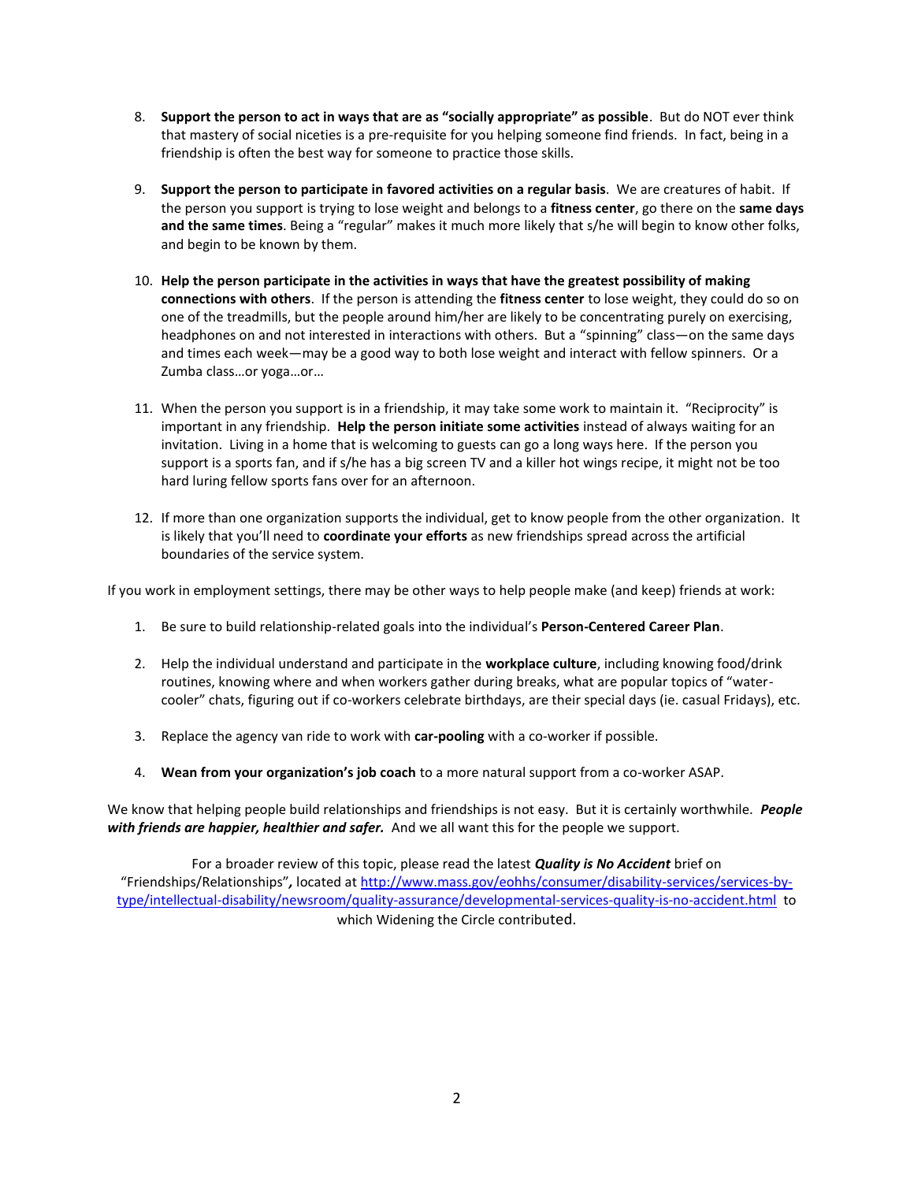8. **Support the person to act in ways that are as "socially appropriate" as possible**. But do NOT ever think that mastery of social niceties is a pre-requisite for you helping someone find friends. In fact, being in a friendship is often the best way for someone to practice those skills.

9. **Support the person to participate in favored activities on a regular basis**. We are creatures of habit. If the person you support is trying to lose weight and belongs to a **fitness center**, go there on the **same days and the same times**. Being a "regular" makes it much more likely that s/he will begin to know other folks, and begin to be known by them.

10. **Help the person participate in the activities in ways that have the greatest possibility of making connections with others**. If the person is attending the **fitness center** to lose weight, they could do so on one of the treadmills, but the people around him/her are likely to be concentrating purely on exercising, headphones on and not interested in interactions with others. But a "spinning" class—on the same days and times each week—may be a good way to both lose weight and interact with fellow spinners. Or a Zumba class…or yoga…or…

11. When the person you support is in a friendship, it may take some work to maintain it. "Reciprocity" is important in any friendship. **Help the person initiate some activities** instead of always waiting for an invitation. Living in a home that is welcoming to guests can go a long ways here. If the person you support is a sports fan, and if s/he has a big screen TV and a killer hot wings recipe, it might not be too hard luring fellow sports fans over for an afternoon.

12. If more than one organization supports the individual, get to know people from the other organization. It is likely that you'll need to **coordinate your efforts** as new friendships spread across the artificial boundaries of the service system.

If you work in employment settings, there may be other ways to help people make (and keep) friends at work:

1. Be sure to build relationship-related goals into the individual's **Person-Centered Career Plan**.

2. Help the individual understand and participate in the **workplace culture**, including knowing food/drink routines, knowing where and when workers gather during breaks, what are popular topics of "water-cooler" chats, figuring out if co-workers celebrate birthdays, are their special days (ie. casual Fridays), etc.

3. Replace the agency van ride to work with **car-pooling** with a co-worker if possible.

4. **Wean from your organization's job coach** to a more natural support from a co-worker ASAP.

We know that helping people build relationships and friendships is not easy. But it is certainly worthwhile. ***People with friends are happier, healthier and safer.*** And we all want this for the people we support.

For a broader review of this topic, please read the latest ***Quality is No Accident*** brief on "Friendships/Relationships"***,*** located at http://www.mass.gov/eohhs/consumer/disability-services/services-by-type/intellectual-disability/newsroom/quality-assurance/developmental-services-quality-is-no-accident.html to which Widening the Circle contributed.